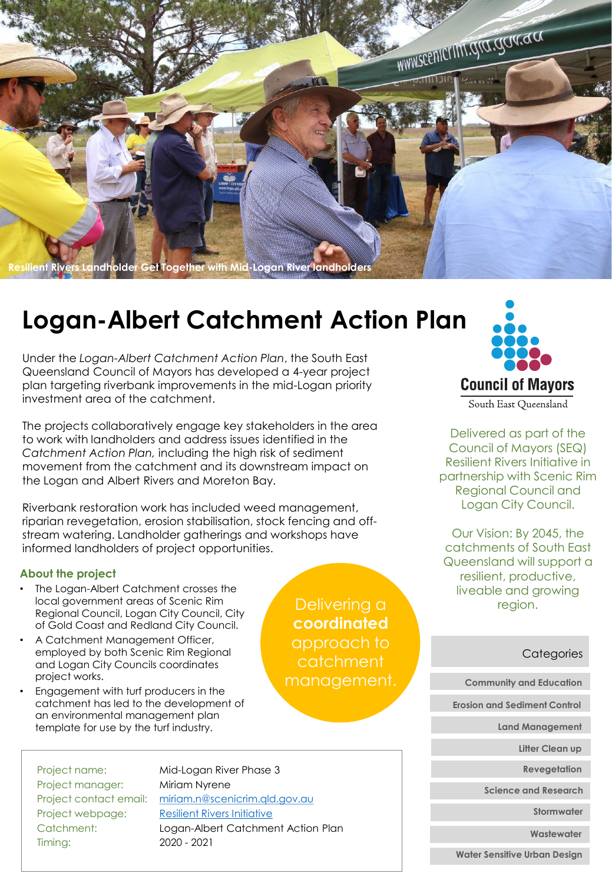Resilient Rivers Landholder Get Together with Mid-Logan River landholders

# Logan-Albert Catchment Action Plan

Under the *Logan-Albert Catchment Action Plan*, the South East Queensland Council of Mayors has developed a 4-year project plan targeting riverbank improvements in the mid-Logan priority investment area of the catchment.

The projects collaboratively engage key stakeholders in the area to work with landholders and address issues identified in the *Catchment Action Plan,* including the high risk of sediment movement from the catchment and its downstream impact on the Logan and Albert Rivers and Moreton Bay.

Riverbank restoration work has included weed management, riparian revegetation, erosion stabilisation, stock fencing and off-stream watering. Landholder gatherings and workshops have informed landholders of project opportunities.

### About the project

- The Logan-Albert Catchment crosses the local government areas of Scenic Rim Regional Council, Logan City Council, City of Gold Coast and Redland City Council.
- A Catchment Management Officer, employed by both Scenic Rim Regional and Logan City Councils coordinates project works.
- Engagement with turf producers in the catchment has led to the development of an environmental management plan template for use by the turf industry.

Delivering a **coordinated** approach to catchment management.

| | |
|---|---|
| Project name: | Mid-Logan River Phase 3 |
| Project manager: | Miriam Nyrene |
| Project contact email: | miriam.n@scenicrim.qld.gov.au |
| Project webpage: | Resilient Rivers Initiative |
| Catchment: | Logan-Albert Catchment Action Plan |
| Timing: | 2020 - 2021 |

**Council of Mayors**
South East Queensland

Delivered as part of the Council of Mayors (SEQ) Resilient Rivers Initiative in partnership with Scenic Rim Regional Council and Logan City Council.

Our Vision: By 2045, the catchments of South East Queensland will support a resilient, productive, liveable and growing region.

Categories

- **Community and Education**
- **Erosion and Sediment Control**
- **Land Management**
- **Litter Clean up**
- **Revegetation**
- **Science and Research**
- **Stormwater**
- **Wastewater**
- **Water Sensitive Urban Design**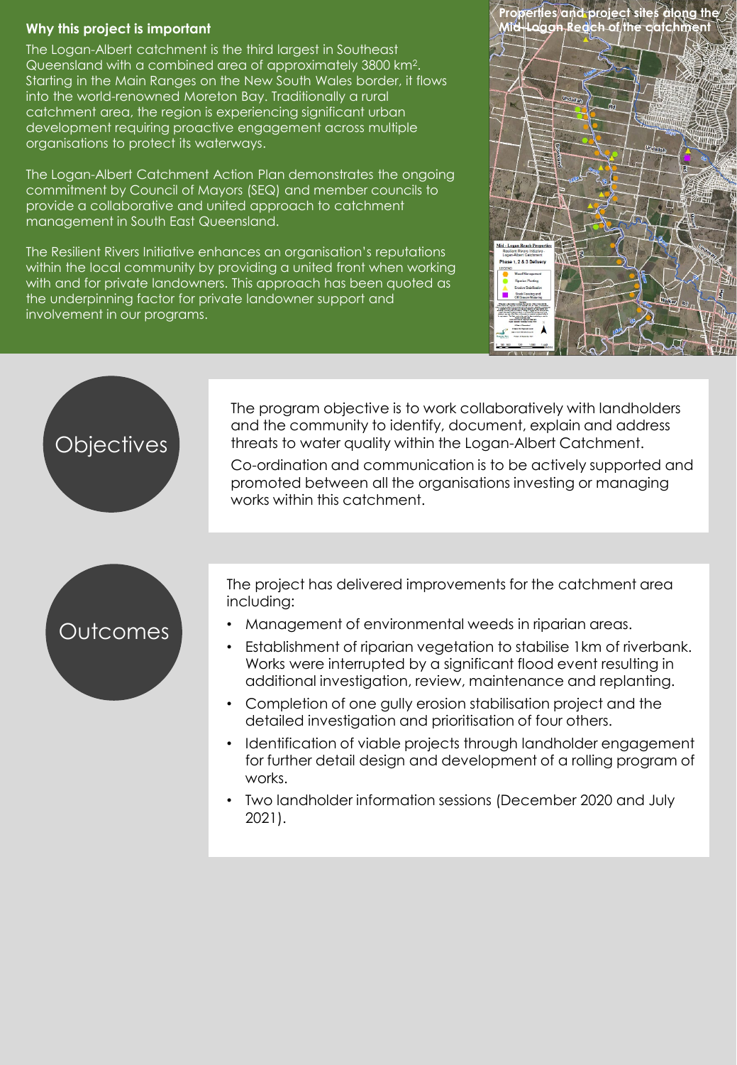## Why this project is important

The Logan-Albert catchment is the third largest in Southeast Queensland with a combined area of approximately 3800 km$^2$. Starting in the Main Ranges on the New South Wales border, it flows into the world-renowned Moreton Bay. Traditionally a rural catchment area, the region is experiencing significant urban development requiring proactive engagement across multiple organisations to protect its waterways.

The Logan-Albert Catchment Action Plan demonstrates the ongoing commitment by Council of Mayors (SEQ) and member councils to provide a collaborative and united approach to catchment management in South East Queensland.

The Resilient Rivers Initiative enhances an organisation's reputations within the local community by providing a united front when working with and for private landowners. This approach has been quoted as the underpinning factor for private landowner support and involvement in our programs.

Properties and project sites along the Mid-Logan Reach of the catchment

## Objectives

The program objective is to work collaboratively with landholders and the community to identify, document, explain and address threats to water quality within the Logan-Albert Catchment.

Co-ordination and communication is to be actively supported and promoted between all the organisations investing or managing works within this catchment.

## Outcomes

The project has delivered improvements for the catchment area including:

- Management of environmental weeds in riparian areas.
- Establishment of riparian vegetation to stabilise 1km of riverbank. Works were interrupted by a significant flood event resulting in additional investigation, review, maintenance and replanting.
- Completion of one gully erosion stabilisation project and the detailed investigation and prioritisation of four others.
- Identification of viable projects through landholder engagement for further detail design and development of a rolling program of works.
- Two landholder information sessions (December 2020 and July 2021).